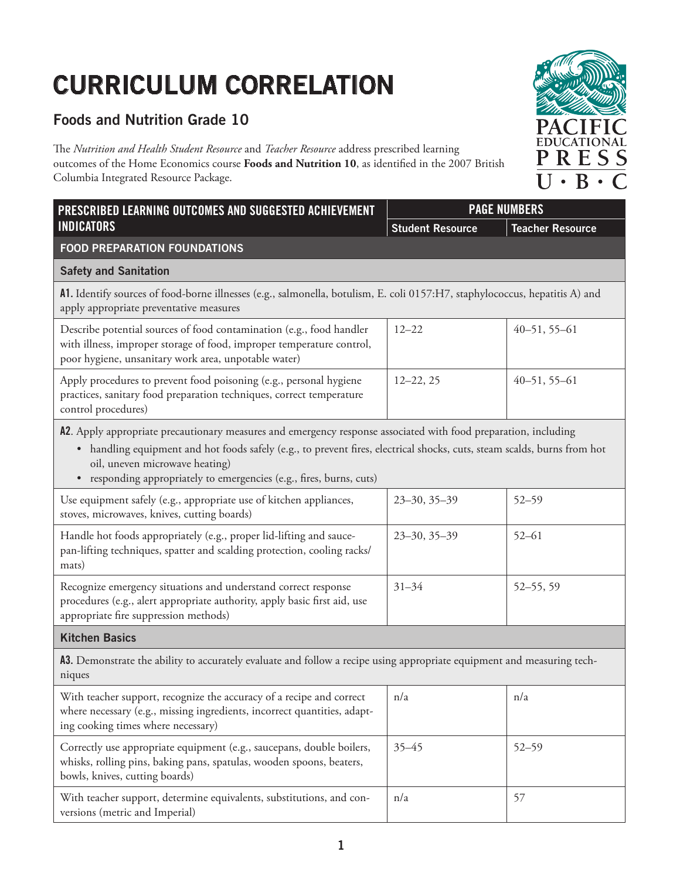# CURRICULUM CORRELATION

## Foods and Nutrition Grade 10

The *Nutrition and Health Student Resource* and *Teacher Resource* address prescribed learning outcomes of the Home Economics course **Foods and Nutrition 10**, as identified in the 2007 British Columbia Integrated Resource Package.

| PRESCRIBED LEARNING OUTCOMES AND SUGGESTED ACHIEVEMENT INDICATORS | PAGE NUMBERS | |
|---|---|---|
| | Student Resource | Teacher Resource |
| **FOOD PREPARATION FOUNDATIONS** | | |
| **Safety and Sanitation** | | |
| **A1.** Identify sources of food-borne illnesses (e.g., salmonella, botulism, E. coli 0157:H7, staphylococcus, hepatitis A) and apply appropriate preventative measures | | |
| Describe potential sources of food contamination (e.g., food handler with illness, improper storage of food, improper temperature control, poor hygiene, unsanitary work area, unpotable water) | 12–22 | 40–51, 55–61 |
| Apply procedures to prevent food poisoning (e.g., personal hygiene practices, sanitary food preparation techniques, correct temperature control procedures) | 12–22, 25 | 40–51, 55–61 |
| **A2**. Apply appropriate precautionary measures and emergency response associated with food preparation, including<br>• handling equipment and hot foods safely (e.g., to prevent fires, electrical shocks, cuts, steam scalds, burns from hot oil, uneven microwave heating)<br>• responding appropriately to emergencies (e.g., fires, burns, cuts) | | |
| Use equipment safely (e.g., appropriate use of kitchen appliances, stoves, microwaves, knives, cutting boards) | 23–30, 35–39 | 52–59 |
| Handle hot foods appropriately (e.g., proper lid-lifting and saucepan-lifting techniques, spatter and scalding protection, cooling racks/mats) | 23–30, 35–39 | 52–61 |
| Recognize emergency situations and understand correct response procedures (e.g., alert appropriate authority, apply basic first aid, use appropriate fire suppression methods) | 31–34 | 52–55, 59 |
| **Kitchen Basics** | | |
| **A3.** Demonstrate the ability to accurately evaluate and follow a recipe using appropriate equipment and measuring techniques | | |
| With teacher support, recognize the accuracy of a recipe and correct where necessary (e.g., missing ingredients, incorrect quantities, adapting cooking times where necessary) | n/a | n/a |
| Correctly use appropriate equipment (e.g., saucepans, double boilers, whisks, rolling pins, baking pans, spatulas, wooden spoons, beaters, bowls, knives, cutting boards) | 35–45 | 52–59 |
| With teacher support, determine equivalents, substitutions, and conversions (metric and Imperial) | n/a | 57 |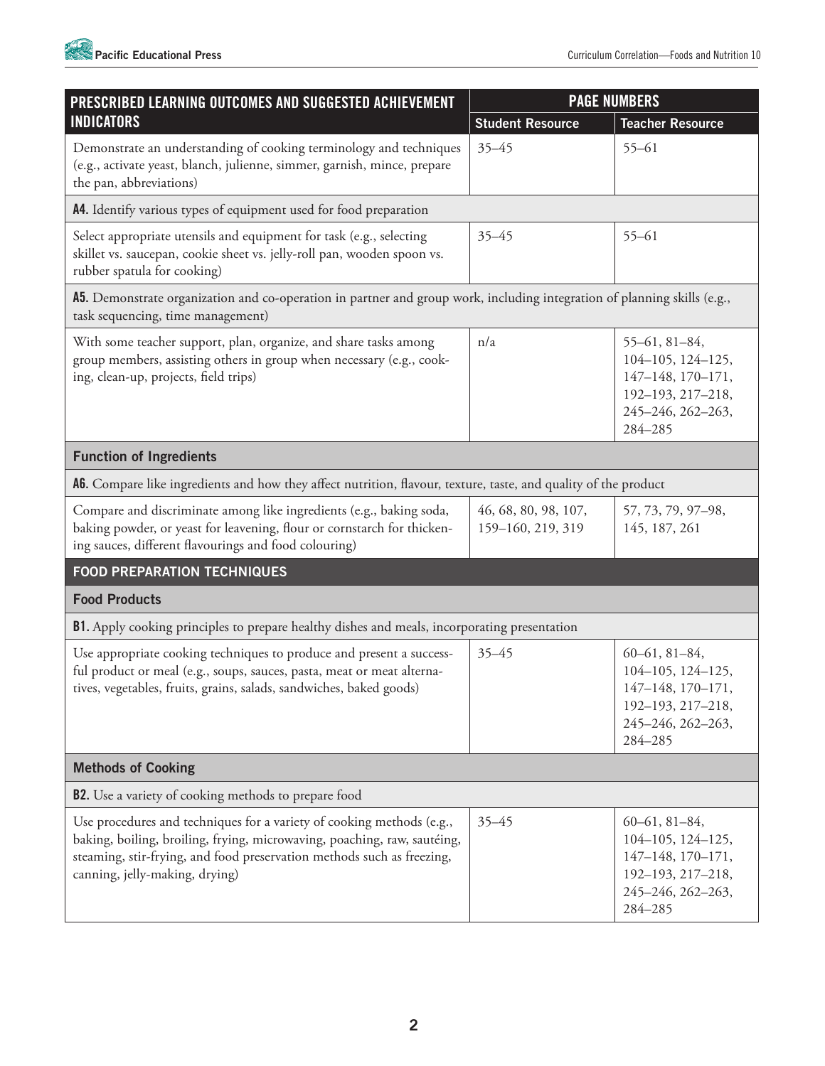| PRESCRIBED LEARNING OUTCOMES AND SUGGESTED ACHIEVEMENT INDICATORS | PAGE NUMBERS | |
|---|---|---|
| | Student Resource | Teacher Resource |
| Demonstrate an understanding of cooking terminology and techniques (e.g., activate yeast, blanch, julienne, simmer, garnish, mince, prepare the pan, abbreviations) | 35–45 | 55–61 |
| **A4.** Identify various types of equipment used for food preparation | | |
| Select appropriate utensils and equipment for task (e.g., selecting skillet vs. saucepan, cookie sheet vs. jelly-roll pan, wooden spoon vs. rubber spatula for cooking) | 35–45 | 55–61 |
| **A5.** Demonstrate organization and co-operation in partner and group work, including integration of planning skills (e.g., task sequencing, time management) | | |
| With some teacher support, plan, organize, and share tasks among group members, assisting others in group when necessary (e.g., cooking, clean-up, projects, field trips) | n/a | 55–61, 81–84, 104–105, 124–125, 147–148, 170–171, 192–193, 217–218, 245–246, 262–263, 284–285 |
| **Function of Ingredients** | | |
| **A6.** Compare like ingredients and how they affect nutrition, flavour, texture, taste, and quality of the product | | |
| Compare and discriminate among like ingredients (e.g., baking soda, baking powder, or yeast for leavening, flour or cornstarch for thickening sauces, different flavourings and food colouring) | 46, 68, 80, 98, 107, 159–160, 219, 319 | 57, 73, 79, 97–98, 145, 187, 261 |
| **FOOD PREPARATION TECHNIQUES** | | |
| **Food Products** | | |
| **B1.** Apply cooking principles to prepare healthy dishes and meals, incorporating presentation | | |
| Use appropriate cooking techniques to produce and present a successful product or meal (e.g., soups, sauces, pasta, meat or meat alternatives, vegetables, fruits, grains, salads, sandwiches, baked goods) | 35–45 | 60–61, 81–84, 104–105, 124–125, 147–148, 170–171, 192–193, 217–218, 245–246, 262–263, 284–285 |
| **Methods of Cooking** | | |
| **B2.** Use a variety of cooking methods to prepare food | | |
| Use procedures and techniques for a variety of cooking methods (e.g., baking, boiling, broiling, frying, microwaving, poaching, raw, sautéing, steaming, stir-frying, and food preservation methods such as freezing, canning, jelly-making, drying) | 35–45 | 60–61, 81–84, 104–105, 124–125, 147–148, 170–171, 192–193, 217–218, 245–246, 262–263, 284–285 |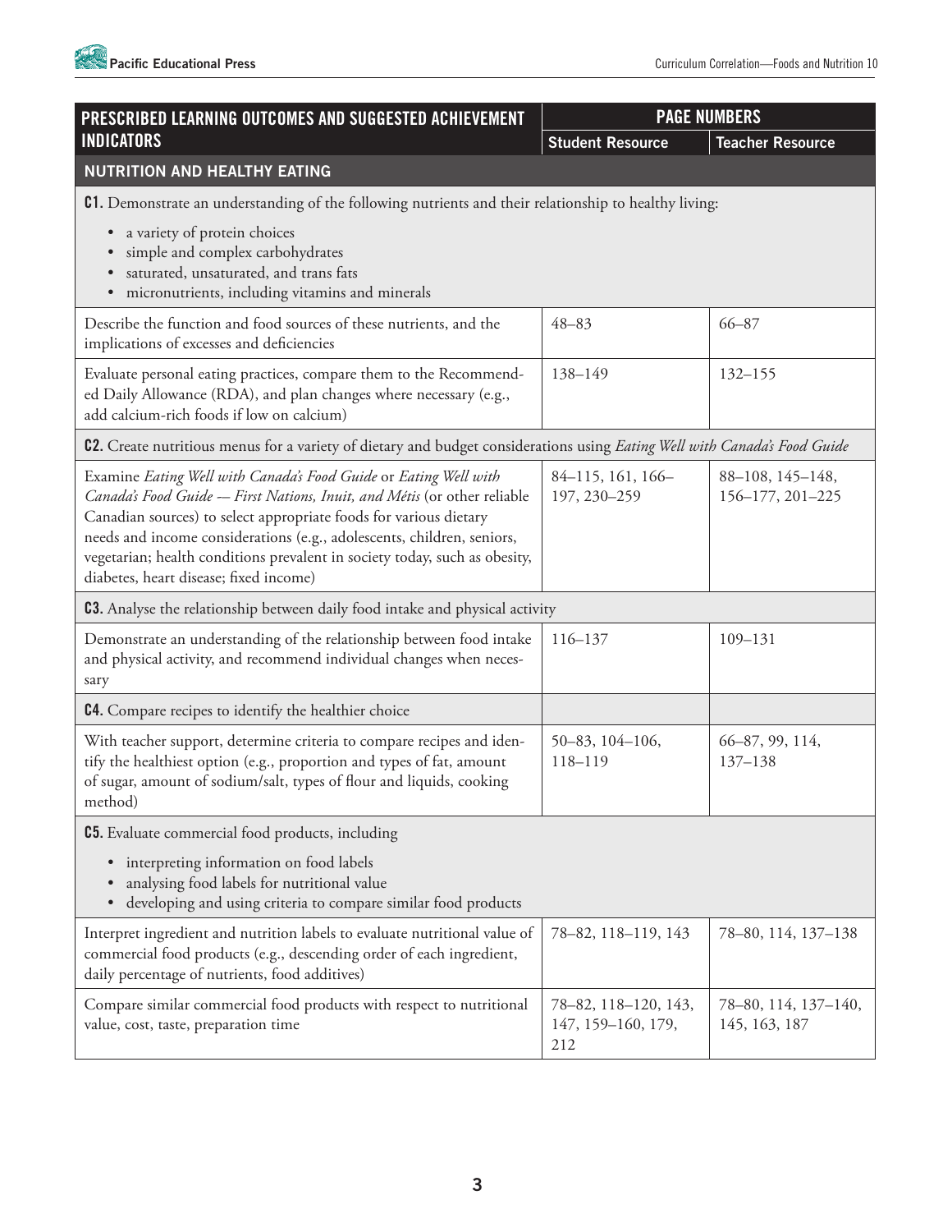| PRESCRIBED LEARNING OUTCOMES AND SUGGESTED ACHIEVEMENT INDICATORS | PAGE NUMBERS | |
|---|---|---|
| | **Student Resource** | **Teacher Resource** |
| **NUTRITION AND HEALTHY EATING** | | |
| **C1.** Demonstrate an understanding of the following nutrients and their relationship to healthy living: • a variety of protein choices • simple and complex carbohydrates • saturated, unsaturated, and trans fats • micronutrients, including vitamins and minerals | | |
| Describe the function and food sources of these nutrients, and the implications of excesses and deficiencies | 48–83 | 66–87 |
| Evaluate personal eating practices, compare them to the Recommended Daily Allowance (RDA), and plan changes where necessary (e.g., add calcium-rich foods if low on calcium) | 138–149 | 132–155 |
| **C2.** Create nutritious menus for a variety of dietary and budget considerations using *Eating Well with Canada's Food Guide* | | |
| Examine *Eating Well with Canada's Food Guide* or *Eating Well with Canada's Food Guide — First Nations, Inuit, and Métis* (or other reliable Canadian sources) to select appropriate foods for various dietary needs and income considerations (e.g., adolescents, children, seniors, vegetarian; health conditions prevalent in society today, such as obesity, diabetes, heart disease; fixed income) | 84–115, 161, 166–197, 230–259 | 88–108, 145–148, 156–177, 201–225 |
| **C3.** Analyse the relationship between daily food intake and physical activity | | |
| Demonstrate an understanding of the relationship between food intake and physical activity, and recommend individual changes when necessary | 116–137 | 109–131 |
| **C4.** Compare recipes to identify the healthier choice | | |
| With teacher support, determine criteria to compare recipes and identify the healthiest option (e.g., proportion and types of fat, amount of sugar, amount of sodium/salt, types of flour and liquids, cooking method) | 50–83, 104–106, 118–119 | 66–87, 99, 114, 137–138 |
| **C5.** Evaluate commercial food products, including • interpreting information on food labels • analysing food labels for nutritional value • developing and using criteria to compare similar food products | | |
| Interpret ingredient and nutrition labels to evaluate nutritional value of commercial food products (e.g., descending order of each ingredient, daily percentage of nutrients, food additives) | 78–82, 118–119, 143 | 78–80, 114, 137–138 |
| Compare similar commercial food products with respect to nutritional value, cost, taste, preparation time | 78–82, 118–120, 143, 147, 159–160, 179, 212 | 78–80, 114, 137–140, 145, 163, 187 |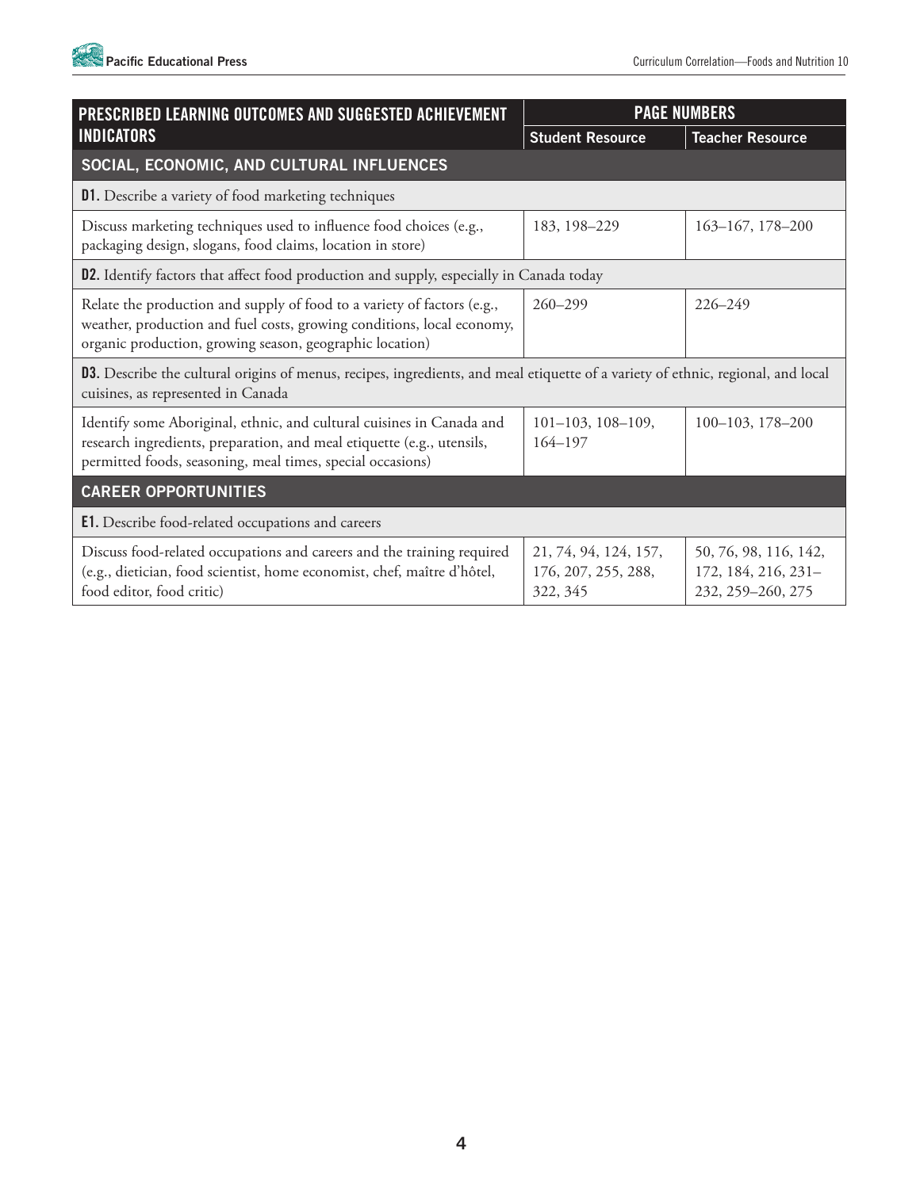| PRESCRIBED LEARNING OUTCOMES AND SUGGESTED ACHIEVEMENT INDICATORS | PAGE NUMBERS | |
|---|---|---|
| | Student Resource | Teacher Resource |
| **SOCIAL, ECONOMIC, AND CULTURAL INFLUENCES** | | |
| **D1.** Describe a variety of food marketing techniques | | |
| Discuss marketing techniques used to influence food choices (e.g., packaging design, slogans, food claims, location in store) | 183, 198–229 | 163–167, 178–200 |
| **D2.** Identify factors that affect food production and supply, especially in Canada today | | |
| Relate the production and supply of food to a variety of factors (e.g., weather, production and fuel costs, growing conditions, local economy, organic production, growing season, geographic location) | 260–299 | 226–249 |
| **D3.** Describe the cultural origins of menus, recipes, ingredients, and meal etiquette of a variety of ethnic, regional, and local cuisines, as represented in Canada | | |
| Identify some Aboriginal, ethnic, and cultural cuisines in Canada and research ingredients, preparation, and meal etiquette (e.g., utensils, permitted foods, seasoning, meal times, special occasions) | 101–103, 108–109, 164–197 | 100–103, 178–200 |
| **CAREER OPPORTUNITIES** | | |
| **E1.** Describe food-related occupations and careers | | |
| Discuss food-related occupations and careers and the training required (e.g., dietician, food scientist, home economist, chef, maître d'hôtel, food editor, food critic) | 21, 74, 94, 124, 157, 176, 207, 255, 288, 322, 345 | 50, 76, 98, 116, 142, 172, 184, 216, 231–232, 259–260, 275 |